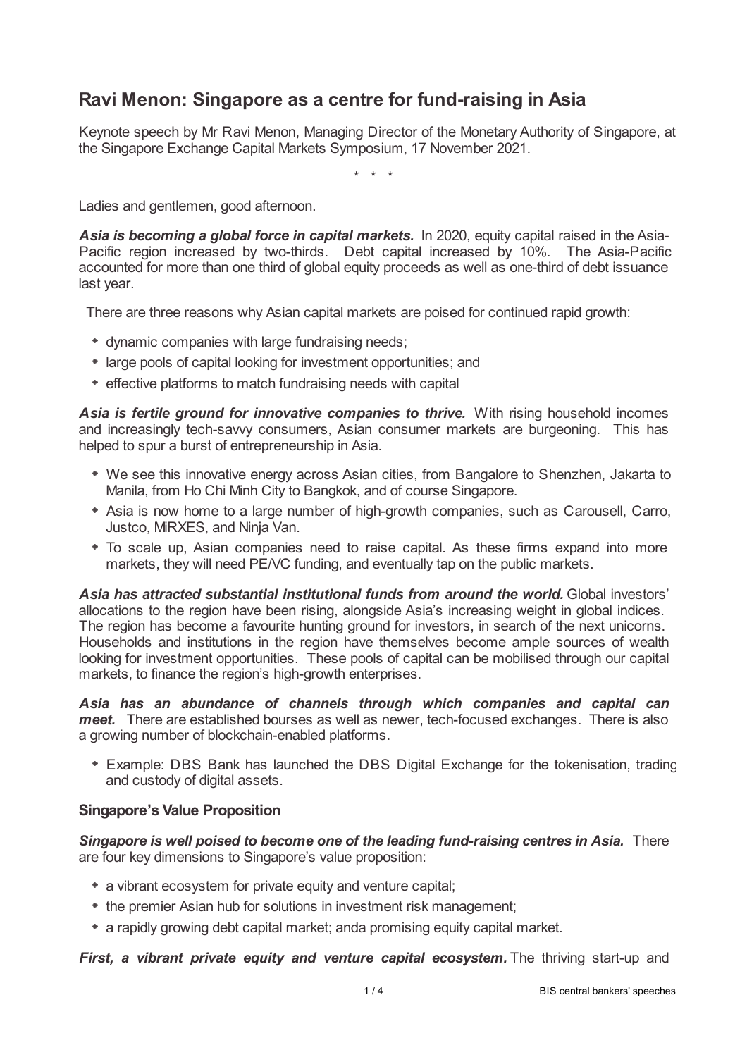# Ravi Menon: Singapore as a centre for fund-raising in Asia

Keynote speech by Mr Ravi Menon, Managing Director of the Monetary Authority of Singapore, at the Singapore Exchange Capital Markets Symposium, 17 November 2021.

\* \* \*

Ladies and gentlemen, good afternoon.

***Asia is becoming a global force in capital markets.*** In 2020, equity capital raised in the Asia-Pacific region increased by two-thirds. Debt capital increased by 10%. The Asia-Pacific accounted for more than one third of global equity proceeds as well as one-third of debt issuance last year.

There are three reasons why Asian capital markets are poised for continued rapid growth:

- dynamic companies with large fundraising needs;
- large pools of capital looking for investment opportunities; and
- effective platforms to match fundraising needs with capital

***Asia is fertile ground for innovative companies to thrive.*** With rising household incomes and increasingly tech-savvy consumers, Asian consumer markets are burgeoning. This has helped to spur a burst of entrepreneurship in Asia.

- We see this innovative energy across Asian cities, from Bangalore to Shenzhen, Jakarta to Manila, from Ho Chi Minh City to Bangkok, and of course Singapore.
- Asia is now home to a large number of high-growth companies, such as Carousell, Carro, Justco, MiRXES, and Ninja Van.
- To scale up, Asian companies need to raise capital. As these firms expand into more markets, they will need PE/VC funding, and eventually tap on the public markets.

***Asia has attracted substantial institutional funds from around the world.*** Global investors' allocations to the region have been rising, alongside Asia's increasing weight in global indices. The region has become a favourite hunting ground for investors, in search of the next unicorns. Households and institutions in the region have themselves become ample sources of wealth looking for investment opportunities. These pools of capital can be mobilised through our capital markets, to finance the region's high-growth enterprises.

***Asia has an abundance of channels through which companies and capital can meet.*** There are established bourses as well as newer, tech-focused exchanges. There is also a growing number of blockchain-enabled platforms.

- Example: DBS Bank has launched the DBS Digital Exchange for the tokenisation, trading and custody of digital assets.

### Singapore's Value Proposition

***Singapore is well poised to become one of the leading fund-raising centres in Asia.*** There are four key dimensions to Singapore's value proposition:

- a vibrant ecosystem for private equity and venture capital;
- the premier Asian hub for solutions in investment risk management;
- a rapidly growing debt capital market; anda promising equity capital market.

***First, a vibrant private equity and venture capital ecosystem.*** The thriving start-up and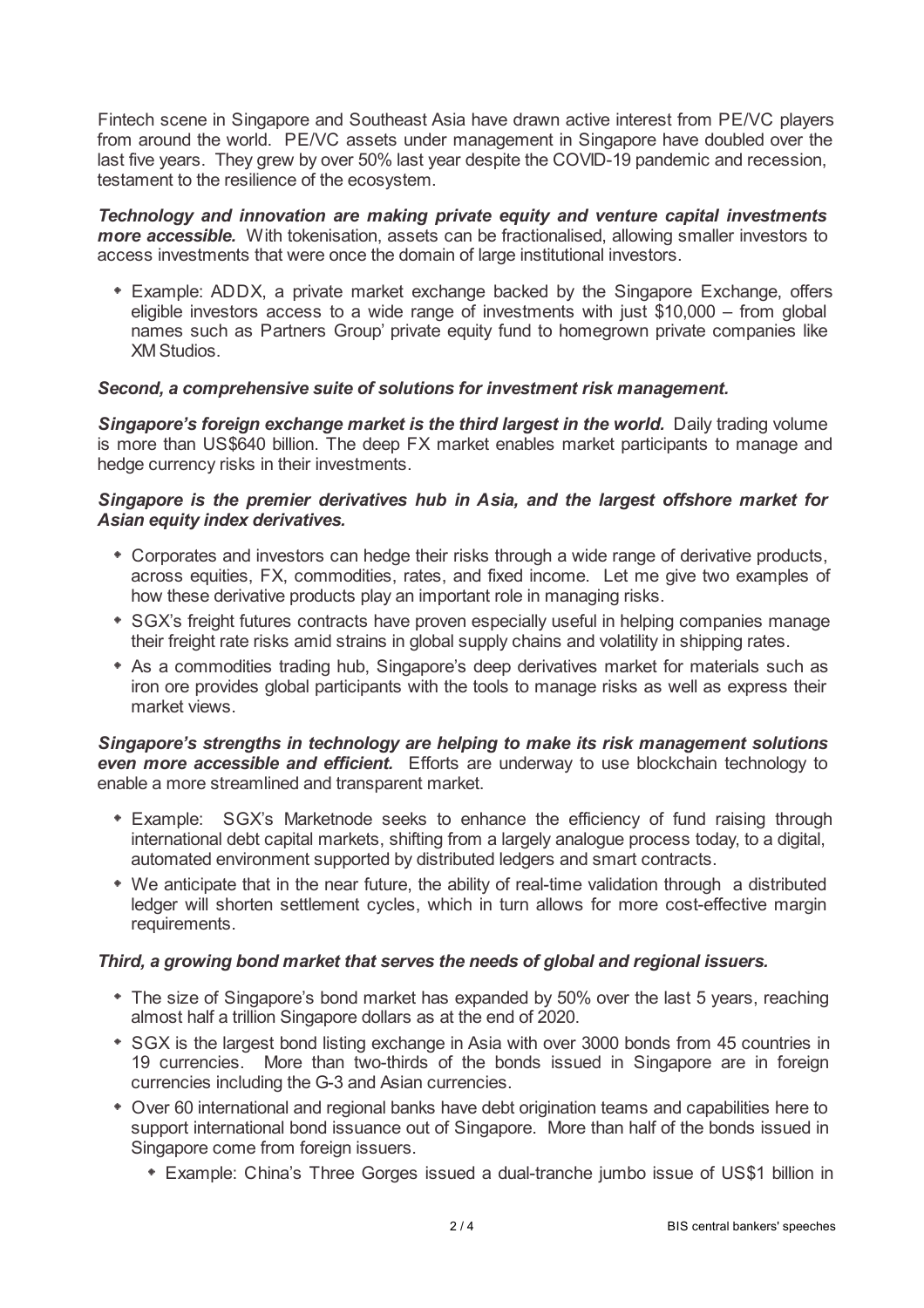Fintech scene in Singapore and Southeast Asia have drawn active interest from PE/VC players from around the world. PE/VC assets under management in Singapore have doubled over the last five years. They grew by over 50% last year despite the COVID-19 pandemic and recession, testament to the resilience of the ecosystem.

***Technology and innovation are making private equity and venture capital investments more accessible.*** With tokenisation, assets can be fractionalised, allowing smaller investors to access investments that were once the domain of large institutional investors.

- Example: ADDX, a private market exchange backed by the Singapore Exchange, offers eligible investors access to a wide range of investments with just $10,000 – from global names such as Partners Group' private equity fund to homegrown private companies like XM Studios.

***Second, a comprehensive suite of solutions for investment risk management.***

***Singapore's foreign exchange market is the third largest in the world.*** Daily trading volume is more than US$640 billion. The deep FX market enables market participants to manage and hedge currency risks in their investments.

***Singapore is the premier derivatives hub in Asia, and the largest offshore market for Asian equity index derivatives.***

- Corporates and investors can hedge their risks through a wide range of derivative products, across equities, FX, commodities, rates, and fixed income. Let me give two examples of how these derivative products play an important role in managing risks.
- SGX's freight futures contracts have proven especially useful in helping companies manage their freight rate risks amid strains in global supply chains and volatility in shipping rates.
- As a commodities trading hub, Singapore's deep derivatives market for materials such as iron ore provides global participants with the tools to manage risks as well as express their market views.

***Singapore's strengths in technology are helping to make its risk management solutions even more accessible and efficient.*** Efforts are underway to use blockchain technology to enable a more streamlined and transparent market.

- Example: SGX's Marketnode seeks to enhance the efficiency of fund raising through international debt capital markets, shifting from a largely analogue process today, to a digital, automated environment supported by distributed ledgers and smart contracts.
- We anticipate that in the near future, the ability of real-time validation through a distributed ledger will shorten settlement cycles, which in turn allows for more cost-effective margin requirements.

***Third, a growing bond market that serves the needs of global and regional issuers.***

- The size of Singapore's bond market has expanded by 50% over the last 5 years, reaching almost half a trillion Singapore dollars as at the end of 2020.
- SGX is the largest bond listing exchange in Asia with over 3000 bonds from 45 countries in 19 currencies. More than two-thirds of the bonds issued in Singapore are in foreign currencies including the G-3 and Asian currencies.
- Over 60 international and regional banks have debt origination teams and capabilities here to support international bond issuance out of Singapore. More than half of the bonds issued in Singapore come from foreign issuers.
    - Example: China's Three Gorges issued a dual-tranche jumbo issue of US$1 billion in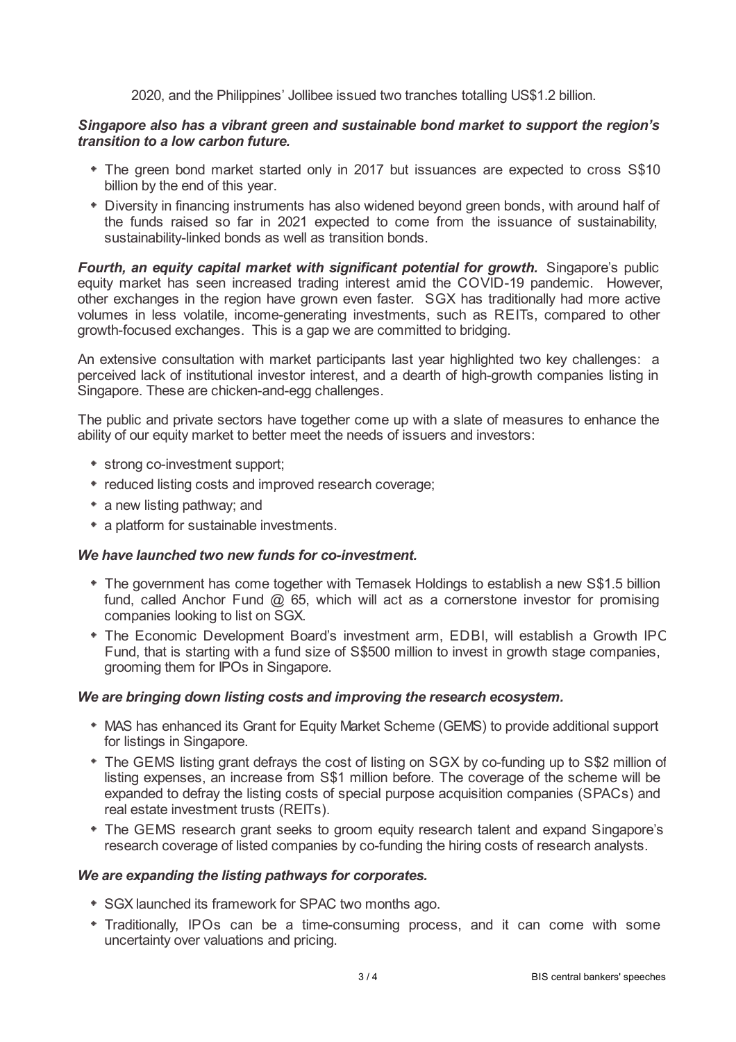2020, and the Philippines' Jollibee issued two tranches totalling US$1.2 billion.

***Singapore also has a vibrant green and sustainable bond market to support the region's transition to a low carbon future.***

- The green bond market started only in 2017 but issuances are expected to cross S$10 billion by the end of this year.
- Diversity in financing instruments has also widened beyond green bonds, with around half of the funds raised so far in 2021 expected to come from the issuance of sustainability, sustainability-linked bonds as well as transition bonds.

***Fourth, an equity capital market with significant potential for growth.*** Singapore's public equity market has seen increased trading interest amid the COVID-19 pandemic. However, other exchanges in the region have grown even faster. SGX has traditionally had more active volumes in less volatile, income-generating investments, such as REITs, compared to other growth-focused exchanges. This is a gap we are committed to bridging.

An extensive consultation with market participants last year highlighted two key challenges: a perceived lack of institutional investor interest, and a dearth of high-growth companies listing in Singapore. These are chicken-and-egg challenges.

The public and private sectors have together come up with a slate of measures to enhance the ability of our equity market to better meet the needs of issuers and investors:

- strong co-investment support;
- reduced listing costs and improved research coverage;
- a new listing pathway; and
- a platform for sustainable investments.

***We have launched two new funds for co-investment.***

- The government has come together with Temasek Holdings to establish a new S$1.5 billion fund, called Anchor Fund @ 65, which will act as a cornerstone investor for promising companies looking to list on SGX.
- The Economic Development Board's investment arm, EDBI, will establish a Growth IPO Fund, that is starting with a fund size of S$500 million to invest in growth stage companies, grooming them for IPOs in Singapore.

***We are bringing down listing costs and improving the research ecosystem.***

- MAS has enhanced its Grant for Equity Market Scheme (GEMS) to provide additional support for listings in Singapore.
- The GEMS listing grant defrays the cost of listing on SGX by co-funding up to S$2 million of listing expenses, an increase from S$1 million before. The coverage of the scheme will be expanded to defray the listing costs of special purpose acquisition companies (SPACs) and real estate investment trusts (REITs).
- The GEMS research grant seeks to groom equity research talent and expand Singapore's research coverage of listed companies by co-funding the hiring costs of research analysts.

***We are expanding the listing pathways for corporates.***

- SGX launched its framework for SPAC two months ago.
- Traditionally, IPOs can be a time-consuming process, and it can come with some uncertainty over valuations and pricing.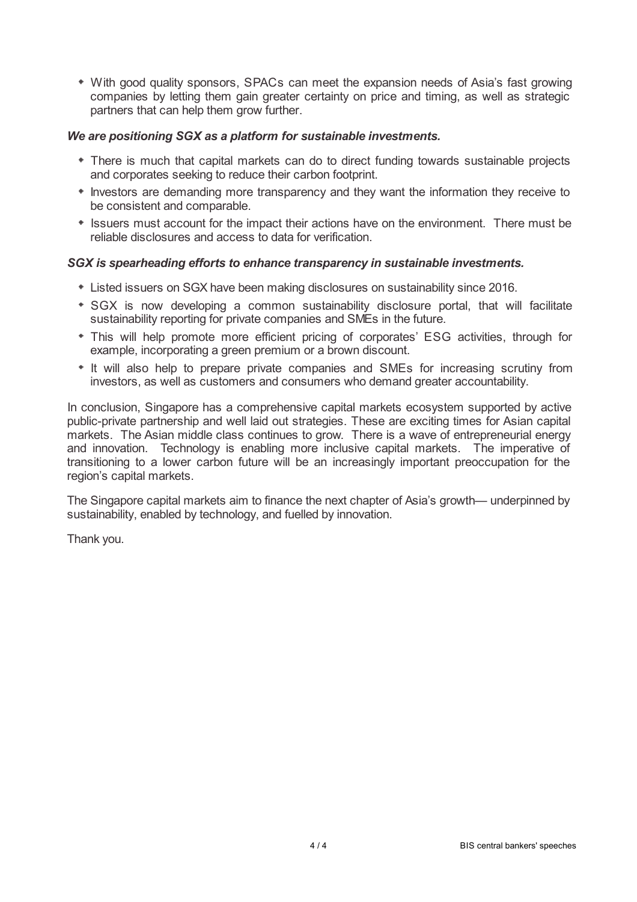- With good quality sponsors, SPACs can meet the expansion needs of Asia's fast growing companies by letting them gain greater certainty on price and timing, as well as strategic partners that can help them grow further.

***We are positioning SGX as a platform for sustainable investments.***

- There is much that capital markets can do to direct funding towards sustainable projects and corporates seeking to reduce their carbon footprint.
- Investors are demanding more transparency and they want the information they receive to be consistent and comparable.
- Issuers must account for the impact their actions have on the environment. There must be reliable disclosures and access to data for verification.

***SGX is spearheading efforts to enhance transparency in sustainable investments.***

- Listed issuers on SGX have been making disclosures on sustainability since 2016.
- SGX is now developing a common sustainability disclosure portal, that will facilitate sustainability reporting for private companies and SMEs in the future.
- This will help promote more efficient pricing of corporates' ESG activities, through for example, incorporating a green premium or a brown discount.
- It will also help to prepare private companies and SMEs for increasing scrutiny from investors, as well as customers and consumers who demand greater accountability.

In conclusion, Singapore has a comprehensive capital markets ecosystem supported by active public-private partnership and well laid out strategies. These are exciting times for Asian capital markets. The Asian middle class continues to grow. There is a wave of entrepreneurial energy and innovation. Technology is enabling more inclusive capital markets. The imperative of transitioning to a lower carbon future will be an increasingly important preoccupation for the region's capital markets.

The Singapore capital markets aim to finance the next chapter of Asia's growth— underpinned by sustainability, enabled by technology, and fuelled by innovation.

Thank you.